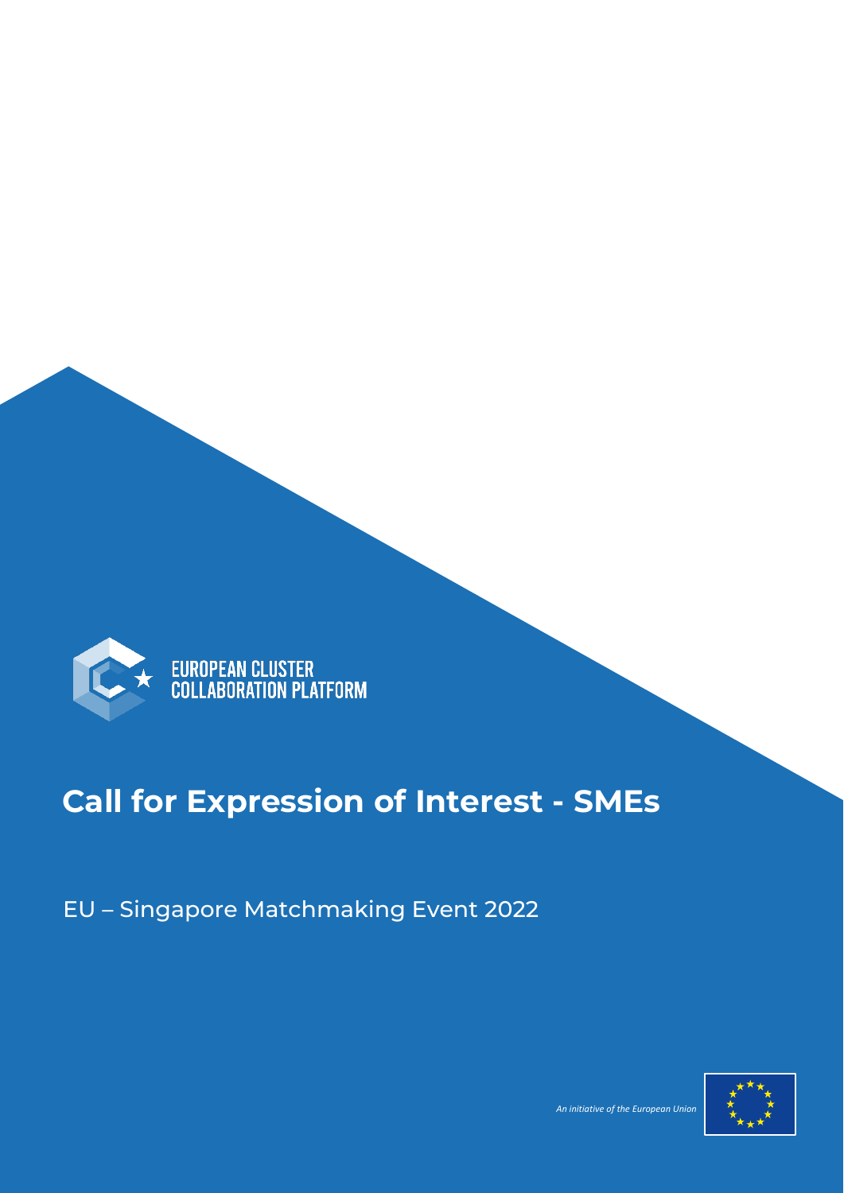EUROPEAN CLUSTER COLLABORATION PLATFORM

# Call for Expression of Interest - SMEs

EU – Singapore Matchmaking Event 2022

*An initiative of the European Union*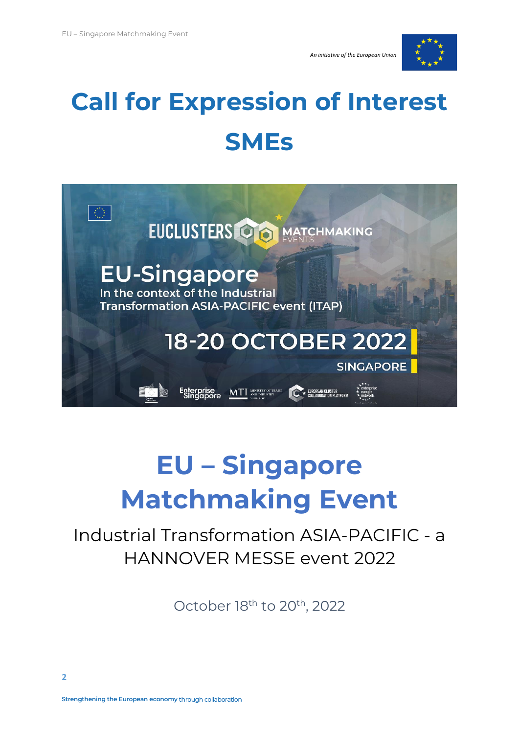*An initiative of the European Union*

# Call for Expression of Interest SMEs

# EU – Singapore Matchmaking Event

Industrial Transformation ASIA-PACIFIC - a HANNOVER MESSE event 2022

October 18th to 20th, 2022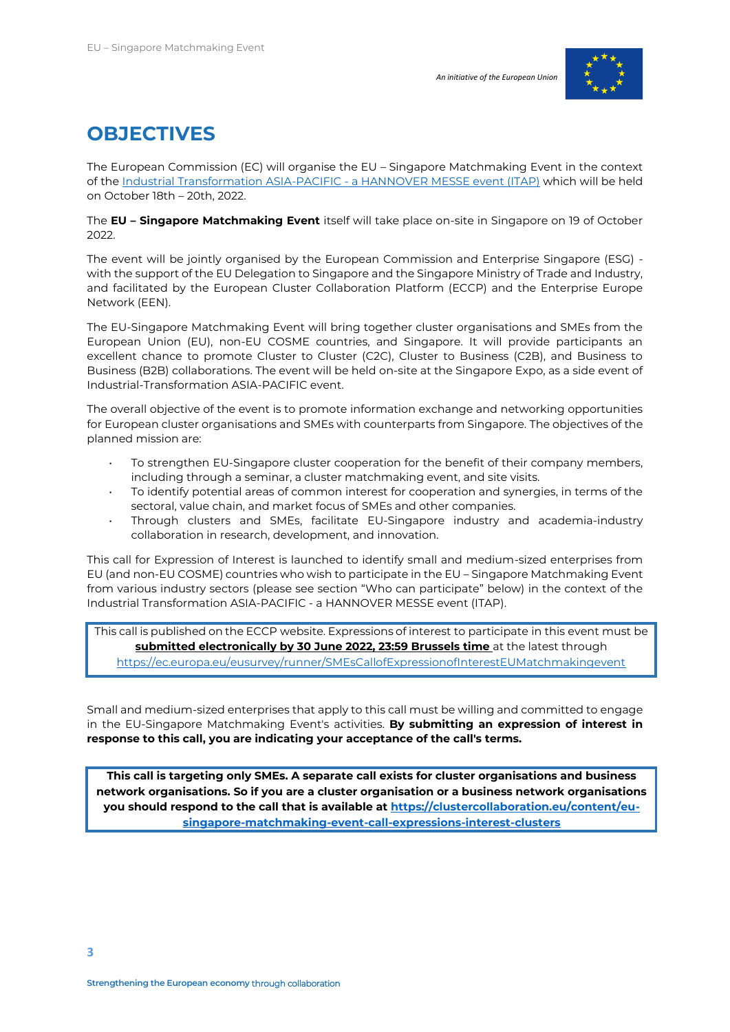# OBJECTIVES

The European Commission (EC) will organise the EU – Singapore Matchmaking Event in the context of the [Industrial Transformation ASIA-PACIFIC - a HANNOVER MESSE event (ITAP)]() which will be held on October 18th – 20th, 2022.

The **EU – Singapore Matchmaking Event** itself will take place on-site in Singapore on 19 of October 2022.

The event will be jointly organised by the European Commission and Enterprise Singapore (ESG) - with the support of the EU Delegation to Singapore and the Singapore Ministry of Trade and Industry, and facilitated by the European Cluster Collaboration Platform (ECCP) and the Enterprise Europe Network (EEN).

The EU-Singapore Matchmaking Event will bring together cluster organisations and SMEs from the European Union (EU), non-EU COSME countries, and Singapore. It will provide participants an excellent chance to promote Cluster to Cluster (C2C), Cluster to Business (C2B), and Business to Business (B2B) collaborations. The event will be held on-site at the Singapore Expo, as a side event of Industrial-Transformation ASIA-PACIFIC event.

The overall objective of the event is to promote information exchange and networking opportunities for European cluster organisations and SMEs with counterparts from Singapore. The objectives of the planned mission are:

- To strengthen EU-Singapore cluster cooperation for the benefit of their company members, including through a seminar, a cluster matchmaking event, and site visits.
- To identify potential areas of common interest for cooperation and synergies, in terms of the sectoral, value chain, and market focus of SMEs and other companies.
- Through clusters and SMEs, facilitate EU-Singapore industry and academia-industry collaboration in research, development, and innovation.

This call for Expression of Interest is launched to identify small and medium-sized enterprises from EU (and non-EU COSME) countries who wish to participate in the EU – Singapore Matchmaking Event from various industry sectors (please see section "Who can participate" below) in the context of the Industrial Transformation ASIA-PACIFIC - a HANNOVER MESSE event (ITAP).

> This call is published on the ECCP website. Expressions of interest to participate in this event must be **submitted electronically by 30 June 2022, 23:59 Brussels time** at the latest through https://ec.europa.eu/eusurvey/runner/SMEsCallofExpressionofInterestEUMatchmakingevent

Small and medium-sized enterprises that apply to this call must be willing and committed to engage in the EU-Singapore Matchmaking Event's activities. **By submitting an expression of interest in response to this call, you are indicating your acceptance of the call's terms.**

> **This call is targeting only SMEs. A separate call exists for cluster organisations and business network organisations. So if you are a cluster organisation or a business network organisations you should respond to the call that is available at https://clustercollaboration.eu/content/eu-singapore-matchmaking-event-call-expressions-interest-clusters**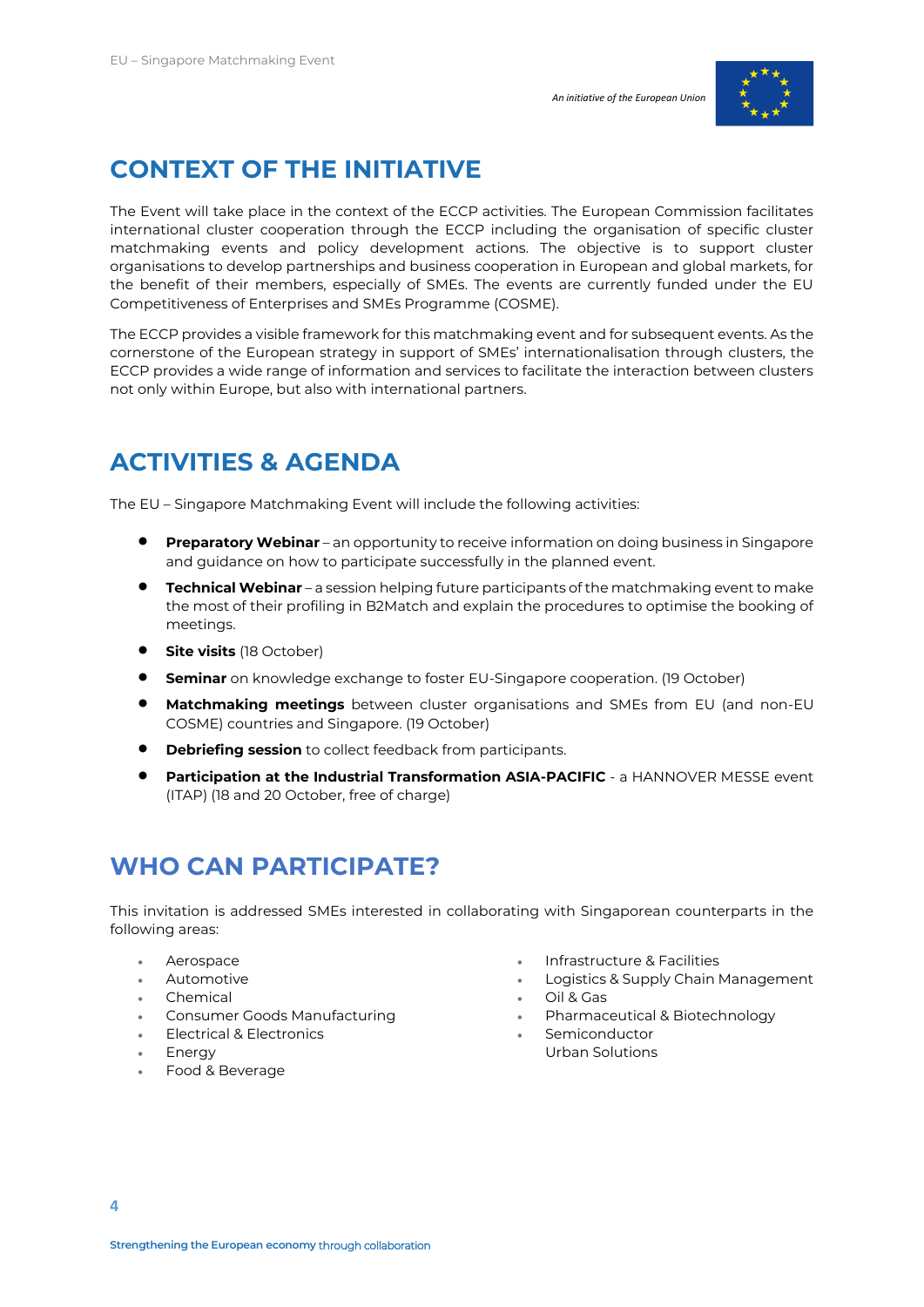## CONTEXT OF THE INITIATIVE

The Event will take place in the context of the ECCP activities. The European Commission facilitates international cluster cooperation through the ECCP including the organisation of specific cluster matchmaking events and policy development actions. The objective is to support cluster organisations to develop partnerships and business cooperation in European and global markets, for the benefit of their members, especially of SMEs. The events are currently funded under the EU Competitiveness of Enterprises and SMEs Programme (COSME).

The ECCP provides a visible framework for this matchmaking event and for subsequent events. As the cornerstone of the European strategy in support of SMEs' internationalisation through clusters, the ECCP provides a wide range of information and services to facilitate the interaction between clusters not only within Europe, but also with international partners.

## ACTIVITIES & AGENDA

The EU – Singapore Matchmaking Event will include the following activities:

- **Preparatory Webinar** – an opportunity to receive information on doing business in Singapore and guidance on how to participate successfully in the planned event.
- **Technical Webinar** – a session helping future participants of the matchmaking event to make the most of their profiling in B2Match and explain the procedures to optimise the booking of meetings.
- **Site visits** (18 October)
- **Seminar** on knowledge exchange to foster EU-Singapore cooperation. (19 October)
- **Matchmaking meetings** between cluster organisations and SMEs from EU (and non-EU COSME) countries and Singapore. (19 October)
- **Debriefing session** to collect feedback from participants.
- **Participation at the Industrial Transformation ASIA-PACIFIC** - a HANNOVER MESSE event (ITAP) (18 and 20 October, free of charge)

## WHO CAN PARTICIPATE?

This invitation is addressed SMEs interested in collaborating with Singaporean counterparts in the following areas:

- Aerospace
- Automotive
- Chemical
- Consumer Goods Manufacturing
- Electrical & Electronics
- Energy
- Food & Beverage
- Infrastructure & Facilities
- Logistics & Supply Chain Management
- Oil & Gas
- Pharmaceutical & Biotechnology
- Semiconductor
- Urban Solutions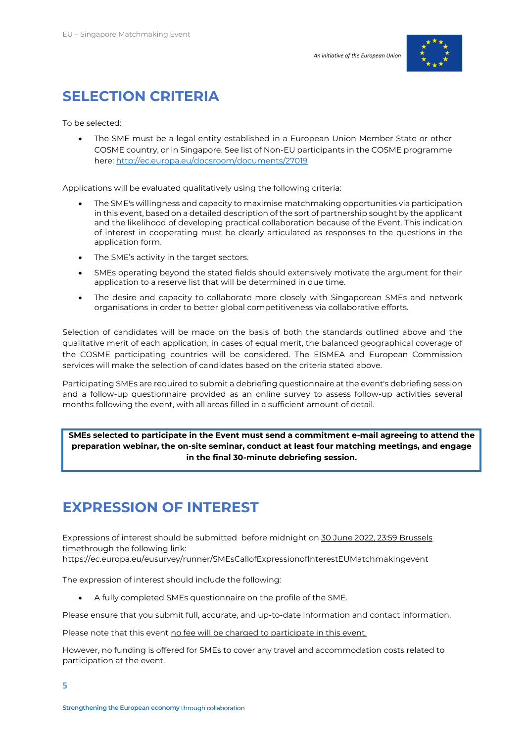# SELECTION CRITERIA

To be selected:

- The SME must be a legal entity established in a European Union Member State or other COSME country, or in Singapore. See list of Non-EU participants in the COSME programme here: [http://ec.europa.eu/docsroom/documents/27019](http://ec.europa.eu/docsroom/documents/27019)

Applications will be evaluated qualitatively using the following criteria:

- The SME's willingness and capacity to maximise matchmaking opportunities via participation in this event, based on a detailed description of the sort of partnership sought by the applicant and the likelihood of developing practical collaboration because of the Event. This indication of interest in cooperating must be clearly articulated as responses to the questions in the application form.
- The SME's activity in the target sectors.
- SMEs operating beyond the stated fields should extensively motivate the argument for their application to a reserve list that will be determined in due time.
- The desire and capacity to collaborate more closely with Singaporean SMEs and network organisations in order to better global competitiveness via collaborative efforts.

Selection of candidates will be made on the basis of both the standards outlined above and the qualitative merit of each application; in cases of equal merit, the balanced geographical coverage of the COSME participating countries will be considered. The EISMEA and European Commission services will make the selection of candidates based on the criteria stated above.

Participating SMEs are required to submit a debriefing questionnaire at the event's debriefing session and a follow-up questionnaire provided as an online survey to assess follow-up activities several months following the event, with all areas filled in a sufficient amount of detail.

**SMEs selected to participate in the Event must send a commitment e-mail agreeing to attend the preparation webinar, the on-site seminar, conduct at least four matching meetings, and engage in the final 30-minute debriefing session.**

# EXPRESSION OF INTEREST

Expressions of interest should be submitted before midnight on 30 June 2022, 23:59 Brussels timethrough the following link: https://ec.europa.eu/eusurvey/runner/SMEsCallofExpressionofInterestEUMatchmakingevent

The expression of interest should include the following:

- A fully completed SMEs questionnaire on the profile of the SME.

Please ensure that you submit full, accurate, and up-to-date information and contact information.

Please note that this event no fee will be charged to participate in this event.

However, no funding is offered for SMEs to cover any travel and accommodation costs related to participation at the event.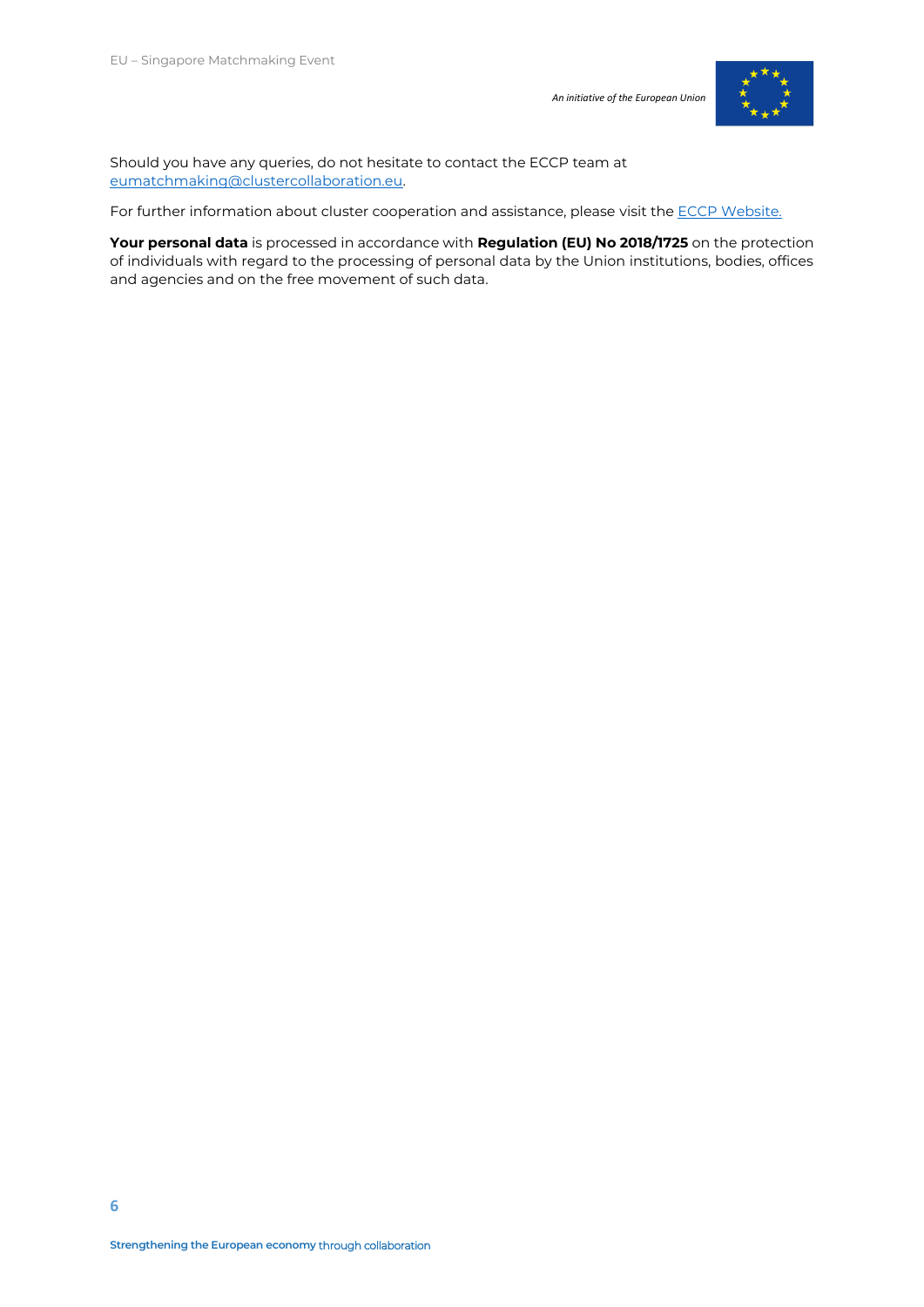Should you have any queries, do not hesitate to contact the ECCP team at [eumatchmaking@clustercollaboration.eu](mailto:eumatchmaking@clustercollaboration.eu).

For further information about cluster cooperation and assistance, please visit the ECCP Website.

**Your personal data** is processed in accordance with **Regulation (EU) No 2018/1725** on the protection of individuals with regard to the processing of personal data by the Union institutions, bodies, offices and agencies and on the free movement of such data.